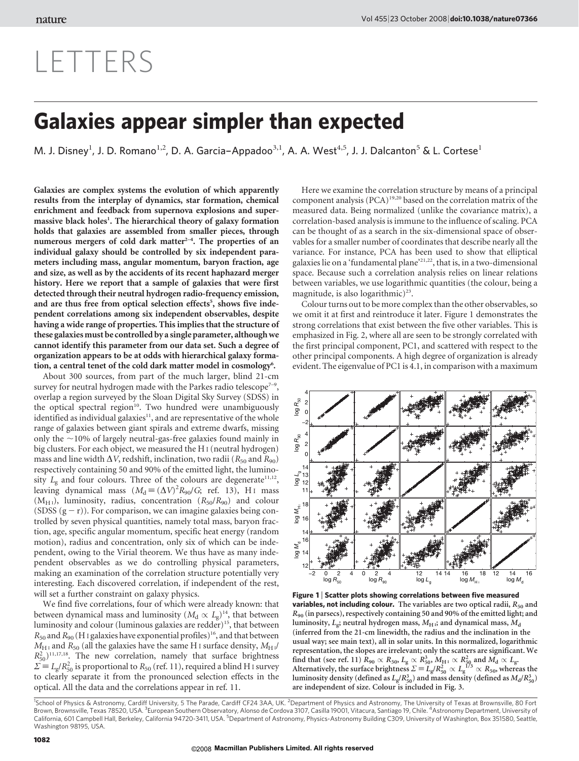# LETTERS

# Galaxies appear simpler than expected

M. J. Disney[1], J. D. Romano[1,2], D. A. Garcia–Appadoo[3,1], A. A. West[4,5], J. J. Dalcanton[5] & L. Cortese[1]

**Galaxies are complex systems the evolution of which apparently results from the interplay of dynamics, star formation, chemical enrichment and feedback from supernova explosions and supermassive black holes[1]. The hierarchical theory of galaxy formation holds that galaxies are assembled from smaller pieces, through numerous mergers of cold dark matter[2–4]. The properties of an individual galaxy should be controlled by six independent parameters including mass, angular momentum, baryon fraction, age and size, as well as by the accidents of its recent haphazard merger history. Here we report that a sample of galaxies that were first detected through their neutral hydrogen radio-frequency emission, and are thus free from optical selection effects[5], shows five independent correlations among six independent observables, despite having a wide range of properties. This implies that the structure of these galaxies must be controlled by a single parameter, although we cannot identify this parameter from our data set. Such a degree of organization appears to be at odds with hierarchical galaxy formation, a central tenet of the cold dark matter model in cosmology[6].**

About 300 sources, from part of the much larger, blind 21-cm survey for neutral hydrogen made with the Parkes radio telescope[7–9], overlap a region surveyed by the Sloan Digital Sky Survey (SDSS) in the optical spectral region[10]. Two hundred were unambiguously identified as individual galaxies[11], and are representative of the whole range of galaxies between giant spirals and extreme dwarfs, missing only the ~10% of largely neutral-gas-free galaxies found mainly in big clusters. For each object, we measured the H I (neutral hydrogen) mass and line width $\Delta V$, redshift, inclination, two radii ($R_{50}$ and $R_{90}$) respectively containing 50 and 90% of the emitted light, the luminosity $L_g$ and four colours. Three of the colours are degenerate[11,12], leaving dynamical mass ($M_d \equiv (\Delta V)^2 R_{90}/G$; ref. 13), H I mass ($M_{HI}$), luminosity, radius, concentration ($R_{50}/R_{90}$) and colour (SDSS (g − r)). For comparison, we can imagine galaxies being controlled by seven physical quantities, namely total mass, baryon fraction, age, specific angular momentum, specific heat energy (random motion), radius and concentration, only six of which can be independent, owing to the Virial theorem. We thus have as many independent observables as we do controlling physical parameters, making an examination of the correlation structure potentially very interesting. Each discovered correlation, if independent of the rest, will set a further constraint on galaxy physics.

We find five correlations, four of which were already known: that between dynamical mass and luminosity ($M_d \propto L_g$)[14], that between luminosity and colour (luminous galaxies are redder)[15], that between $R_{50}$ and $R_{90}$ (H I galaxies have exponential profiles)[16], and that between $M_{HI}$ and $R_{50}$ (all the galaxies have the same H I surface density, $M_{HI}/R_{50}^2$)[11,17,18]. The new correlation, namely that surface brightness $\Sigma \equiv L_g/R_{50}^2$ is proportional to $R_{50}$ (ref. 11), required a blind H I survey to clearly separate it from the pronounced selection effects in the optical. All the data and the correlations appear in ref. 11.

Here we examine the correlation structure by means of a principal component analysis (PCA)[19,20] based on the correlation matrix of the measured data. Being normalized (unlike the covariance matrix), a correlation-based analysis is immune to the influence of scaling. PCA can be thought of as a search in the six-dimensional space of observables for a smaller number of coordinates that describe nearly all the variance. For instance, PCA has been used to show that elliptical galaxies lie on a 'fundamental plane'[21,22], that is, in a two-dimensional space. Because such a correlation analysis relies on linear relations between variables, we use logarithmic quantities (the colour, being a magnitude, is also logarithmic)[23].

Colour turns out to be more complex than the other observables, so we omit it at first and reintroduce it later. Figure 1 demonstrates the strong correlations that exist between the five other variables. This is emphasized in Fig. 2, where all are seen to be strongly correlated with the first principal component, PC1, and scattered with respect to the other principal components. A high degree of organization is already evident. The eigenvalue of PC1 is 4.1, in comparison with a maximum

**Figure 1 | Scatter plots showing correlations between five measured variables, not including colour.** **The variables are two optical radii, $R_{50}$ and $R_{90}$ (in parsecs), respectively containing 50 and 90% of the emitted light; and luminosity, $L_g$; neutral hydrogen mass, $M_{HI}$; and dynamical mass, $M_d$ (inferred from the 21-cm linewidth, the radius and the inclination in the usual way; see main text), all in solar units. In this normalized, logarithmic representation, the slopes are irrelevant; only the scatters are significant. We find that (see ref. 11) $R_{90} \propto R_{50}$, $L_g \propto R_{50}^3$, $M_{HI} \propto R_{50}^2$ and $M_d \propto L_g$. Alternatively, the surface brightness $\Sigma \equiv L_g/R_{50}^2 \propto L_g^{1/3} \propto R_{50}$, whereas the luminosity density (defined as $L_g/R_{50}^3$) and mass density (defined as $M_d/R_{50}^3$) are independent of size. Colour is included in Fig. 3.**

[1]School of Physics & Astronomy, Cardiff University, 5 The Parade, Cardiff CF24 3AA, UK. [2]Department of Physics and Astronomy, The University of Texas at Brownsville, 80 Fort Brown, Brownsville, Texas 78520, USA. [3]European Southern Observatory, Alonso de Cordova 3107, Casilla 19001, Vitacura, Santiago 19, Chile. [4]Astronomy Department, University of California, 601 Campbell Hall, Berkeley, California 94720-3411, USA. [5]Department of Astronomy, Physics-Astronomy Building C309, University of Washington, Box 351580, Seattle, Washington 98195, USA.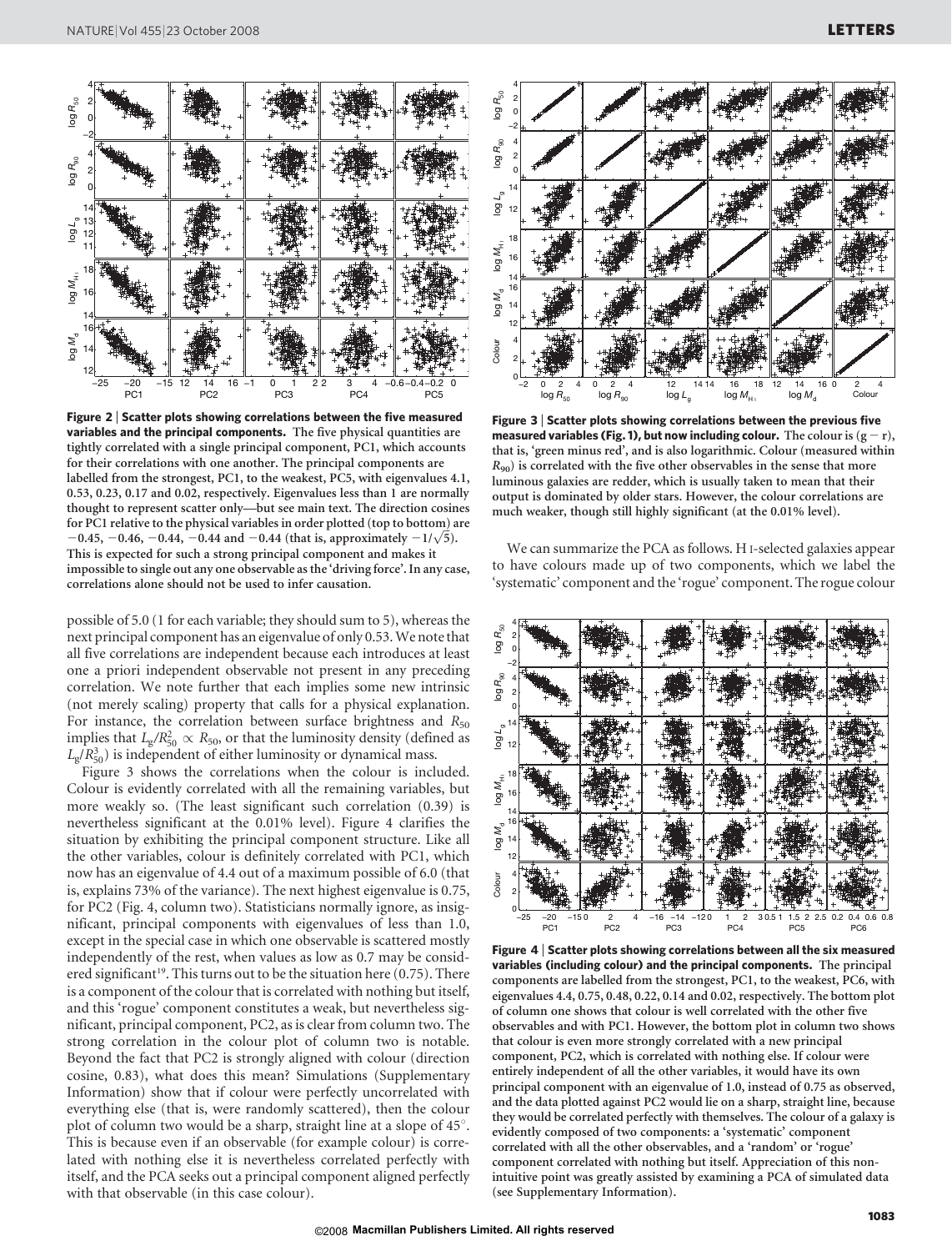**Figure 2 | Scatter plots showing correlations between the five measured variables and the principal components.** The five physical quantities are tightly correlated with a single principal component, PC1, which accounts for their correlations with one another. The principal components are labelled from the strongest, PC1, to the weakest, PC5, with eigenvalues 4.1, 0.53, 0.23, 0.17 and 0.02, respectively. Eigenvalues less than 1 are normally thought to represent scatter only—but see main text. The direction cosines for PC1 relative to the physical variables in order plotted (top to bottom) are −0.45, −0.46, −0.44, −0.44 and −0.44 (that is, approximately $-1/\sqrt{5}$). This is expected for such a strong principal component and makes it impossible to single out any one observable as the 'driving force'. In any case, correlations alone should not be used to infer causation.

possible of 5.0 (1 for each variable; they should sum to 5), whereas the next principal component has an eigenvalue of only 0.53. We note that all five correlations are independent because each introduces at least one a priori independent observable not present in any preceding correlation. We note further that each implies some new intrinsic (not merely scaling) property that calls for a physical explanation. For instance, the correlation between surface brightness and $R_{50}$ implies that $L_g/R_{50}^2 \propto R_{50}$, or that the luminosity density (defined as $L_g/R_{50}^3$) is independent of either luminosity or dynamical mass.

Figure 3 shows the correlations when the colour is included. Colour is evidently correlated with all the remaining variables, but more weakly so. (The least significant such correlation (0.39) is nevertheless significant at the 0.01% level). Figure 4 clarifies the situation by exhibiting the principal component structure. Like all the other variables, colour is definitely correlated with PC1, which now has an eigenvalue of 4.4 out of a maximum possible of 6.0 (that is, explains 73% of the variance). The next highest eigenvalue is 0.75, for PC2 (Fig. 4, column two). Statisticians normally ignore, as insignificant, principal components with eigenvalues of less than 1.0, except in the special case in which one observable is scattered mostly independently of the rest, when values as low as 0.7 may be considered significant[19]. This turns out to be the situation here (0.75). There is a component of the colour that is correlated with nothing but itself, and this 'rogue' component constitutes a weak, but nevertheless significant, principal component, PC2, as is clear from column two. The strong correlation in the colour plot of column two is notable. Beyond the fact that PC2 is strongly aligned with colour (direction cosine, 0.83), what does this mean? Simulations (Supplementary Information) show that if colour were perfectly uncorrelated with everything else (that is, were randomly scattered), then the colour plot of column two would be a sharp, straight line at a slope of 45°. This is because even if an observable (for example colour) is correlated with nothing else it is nevertheless correlated perfectly with itself, and the PCA seeks out a principal component aligned perfectly with that observable (in this case colour).

**Figure 3 | Scatter plots showing correlations between the previous five measured variables (Fig. 1), but now including colour.** The colour is (g − r), that is, 'green minus red', and is also logarithmic. Colour (measured within $R_{90}$) is correlated with the five other observables in the sense that more luminous galaxies are redder, which is usually taken to mean that their output is dominated by older stars. However, the colour correlations are much weaker, though still highly significant (at the 0.01% level).

We can summarize the PCA as follows. H I-selected galaxies appear to have colours made up of two components, which we label the 'systematic' component and the 'rogue' component. The rogue colour

**Figure 4 | Scatter plots showing correlations between all the six measured variables (including colour) and the principal components.** The principal components are labelled from the strongest, PC1, to the weakest, PC6, with eigenvalues 4.4, 0.75, 0.48, 0.22, 0.14 and 0.02, respectively. The bottom plot of column one shows that colour is well correlated with the other five observables and with PC1. However, the bottom plot in column two shows that colour is even more strongly correlated with a new principal component, PC2, which is correlated with nothing else. If colour were entirely independent of all the other variables, it would have its own principal component with an eigenvalue of 1.0, instead of 0.75 as observed, and the data plotted against PC2 would lie on a sharp, straight line, because they would be correlated perfectly with themselves. The colour of a galaxy is evidently composed of two components: a 'systematic' component correlated with all the other observables, and a 'random' or 'rogue' component correlated with nothing but itself. Appreciation of this non-intuitive point was greatly assisted by examining a PCA of simulated data (see Supplementary Information).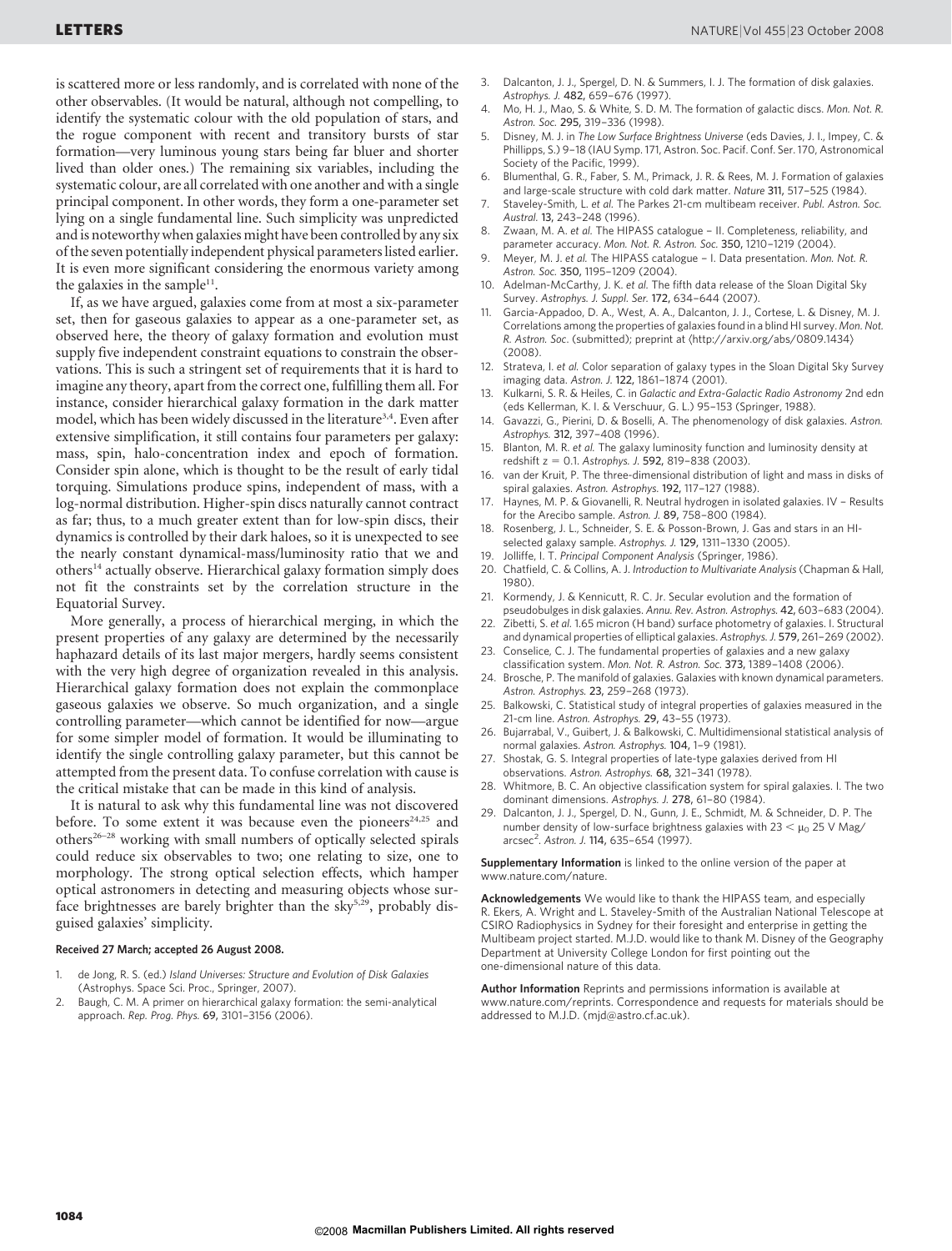is scattered more or less randomly, and is correlated with none of the other observables. (It would be natural, although not compelling, to identify the systematic colour with the old population of stars, and the rogue component with recent and transitory bursts of star formation—very luminous young stars being far bluer and shorter lived than older ones.) The remaining six variables, including the systematic colour, are all correlated with one another and with a single principal component. In other words, they form a one-parameter set lying on a single fundamental line. Such simplicity was unpredicted and is noteworthy when galaxies might have been controlled by any six of the seven potentially independent physical parameters listed earlier. It is even more significant considering the enormous variety among the galaxies in the sample[11].

If, as we have argued, galaxies come from at most a six-parameter set, then for gaseous galaxies to appear as a one-parameter set, as observed here, the theory of galaxy formation and evolution must supply five independent constraint equations to constrain the observations. This is such a stringent set of requirements that it is hard to imagine any theory, apart from the correct one, fulfilling them all. For instance, consider hierarchical galaxy formation in the dark matter model, which has been widely discussed in the literature[3,4]. Even after extensive simplification, it still contains four parameters per galaxy: mass, spin, halo-concentration index and epoch of formation. Consider spin alone, which is thought to be the result of early tidal torquing. Simulations produce spins, independent of mass, with a log-normal distribution. Higher-spin discs naturally cannot contract as far; thus, to a much greater extent than for low-spin discs, their dynamics is controlled by their dark haloes, so it is unexpected to see the nearly constant dynamical-mass/luminosity ratio that we and others[14] actually observe. Hierarchical galaxy formation simply does not fit the constraints set by the correlation structure in the Equatorial Survey.

More generally, a process of hierarchical merging, in which the present properties of any galaxy are determined by the necessarily haphazard details of its last major mergers, hardly seems consistent with the very high degree of organization revealed in this analysis. Hierarchical galaxy formation does not explain the commonplace gaseous galaxies we observe. So much organization, and a single controlling parameter—which cannot be identified for now—argue for some simpler model of formation. It would be illuminating to identify the single controlling galaxy parameter, but this cannot be attempted from the present data. To confuse correlation with cause is the critical mistake that can be made in this kind of analysis.

It is natural to ask why this fundamental line was not discovered before. To some extent it was because even the pioneers[24,25] and others[26–28] working with small numbers of optically selected spirals could reduce six observables to two; one relating to size, one to morphology. The strong optical selection effects, which hamper optical astronomers in detecting and measuring objects whose surface brightnesses are barely brighter than the sky[5,29], probably disguised galaxies' simplicity.

**Received 27 March; accepted 26 August 2008.**

1. de Jong, R. S. (ed.) *Island Universes: Structure and Evolution of Disk Galaxies* (Astrophys. Space Sci. Proc., Springer, 2007).
2. Baugh, C. M. A primer on hierarchical galaxy formation: the semi-analytical approach. *Rep. Prog. Phys.* **69,** 3101–3156 (2006).
3. Dalcanton, J. J., Spergel, D. N. & Summers, I. J. The formation of disk galaxies. *Astrophys. J.* **482,** 659–676 (1997).
4. Mo, H. J., Mao, S. & White, S. D. M. The formation of galactic discs. *Mon. Not. R. Astron. Soc.* **295,** 319–336 (1998).
5. Disney, M. J. in *The Low Surface Brightness Universe* (eds Davies, J. I., Impey, C. & Phillipps, S.) 9–18 (IAU Symp. 171, Astron. Soc. Pacif. Conf. Ser. 170, Astronomical Society of the Pacific, 1999).
6. Blumenthal, G. R., Faber, S. M., Primack, J. R. & Rees, M. J. Formation of galaxies and large-scale structure with cold dark matter. *Nature* **311,** 517–525 (1984).
7. Staveley-Smith, L. *et al.* The Parkes 21-cm multibeam receiver. *Publ. Astron. Soc. Austral.* **13,** 243–248 (1996).
8. Zwaan, M. A. *et al.* The HIPASS catalogue – II. Completeness, reliability, and parameter accuracy. *Mon. Not. R. Astron. Soc.* **350,** 1210–1219 (2004).
9. Meyer, M. J. *et al.* The HIPASS catalogue – I. Data presentation. *Mon. Not. R. Astron. Soc.* **350,** 1195–1209 (2004).
10. Adelman-McCarthy, J. K. *et al.* The fifth data release of the Sloan Digital Sky Survey. *Astrophys. J. Suppl. Ser.* **172,** 634–644 (2007).
11. Garcia-Appadoo, D. A., West, A. A., Dalcanton, J. J., Cortese, L. & Disney, M. J. Correlations among the properties of galaxies found in a blind HI survey. *Mon. Not. R. Astron. Soc*. (submitted); preprint at ⟨http://arxiv.org/abs/0809.1434⟩ (2008).
12. Strateva, I. *et al.* Color separation of galaxy types in the Sloan Digital Sky Survey imaging data. *Astron. J.* **122,** 1861–1874 (2001).
13. Kulkarni, S. R. & Heiles, C. in *Galactic and Extra-Galactic Radio Astronomy* 2nd edn (eds Kellerman, K. I. & Verschuur, G. L.) 95–153 (Springer, 1988).
14. Gavazzi, G., Pierini, D. & Boselli, A. The phenomenology of disk galaxies. *Astron. Astrophys.* **312,** 397–408 (1996).
15. Blanton, M. R. *et al.* The galaxy luminosity function and luminosity density at redshift $z = 0.1$. *Astrophys. J.* **592,** 819–838 (2003).
16. van der Kruit, P. The three-dimensional distribution of light and mass in disks of spiral galaxies. *Astron. Astrophys.* **192,** 117–127 (1988).
17. Haynes, M. P. & Giovanelli, R. Neutral hydrogen in isolated galaxies. IV – Results for the Arecibo sample. *Astron. J.* **89,** 758–800 (1984).
18. Rosenberg, J. L., Schneider, S. E. & Posson-Brown, J. Gas and stars in an HI-selected galaxy sample. *Astrophys. J.* **129,** 1311–1330 (2005).
19. Jolliffe, I. T. *Principal Component Analysis* (Springer, 1986).
20. Chatfield, C. & Collins, A. J. *Introduction to Multivariate Analysis* (Chapman & Hall, 1980).
21. Kormendy, J. & Kennicutt, R. C. Jr. Secular evolution and the formation of pseudobulges in disk galaxies. *Annu. Rev. Astron. Astrophys.* **42,** 603–683 (2004).
22. Zibetti, S. *et al.* 1.65 micron (H band) surface photometry of galaxies. I. Structural and dynamical properties of elliptical galaxies. *Astrophys. J.* **579,** 261–269 (2002).
23. Conselice, C. J. The fundamental properties of galaxies and a new galaxy classification system. *Mon. Not. R. Astron. Soc.* **373,** 1389–1408 (2006).
24. Brosche, P. The manifold of galaxies. Galaxies with known dynamical parameters. *Astron. Astrophys.* **23,** 259–268 (1973).
25. Balkowski, C. Statistical study of integral properties of galaxies measured in the 21-cm line. *Astron. Astrophys.* **29,** 43–55 (1973).
26. Bujarrabal, V., Guibert, J. & Balkowski, C. Multidimensional statistical analysis of normal galaxies. *Astron. Astrophys.* **104,** 1–9 (1981).
27. Shostak, G. S. Integral properties of late-type galaxies derived from HI observations. *Astron. Astrophys.* **68,** 321–341 (1978).
28. Whitmore, B. C. An objective classification system for spiral galaxies. I. The two dominant dimensions. *Astrophys. J.* **278,** 61–80 (1984).
29. Dalcanton, J. J., Spergel, D. N., Gunn, J. E., Schmidt, M. & Schneider, D. P. The number density of low-surface brightness galaxies with $23 < \mu_0$ 25 V Mag/arcsec$^2$. *Astron. J.* **114,** 635–654 (1997).

**Supplementary Information** is linked to the online version of the paper at www.nature.com/nature.

**Acknowledgements** We would like to thank the HIPASS team, and especially R. Ekers, A. Wright and L. Staveley-Smith of the Australian National Telescope at CSIRO Radiophysics in Sydney for their foresight and enterprise in getting the Multibeam project started. M.J.D. would like to thank M. Disney of the Geography Department at University College London for first pointing out the one-dimensional nature of this data.

**Author Information** Reprints and permissions information is available at www.nature.com/reprints. Correspondence and requests for materials should be addressed to M.J.D. (mjd@astro.cf.ac.uk).